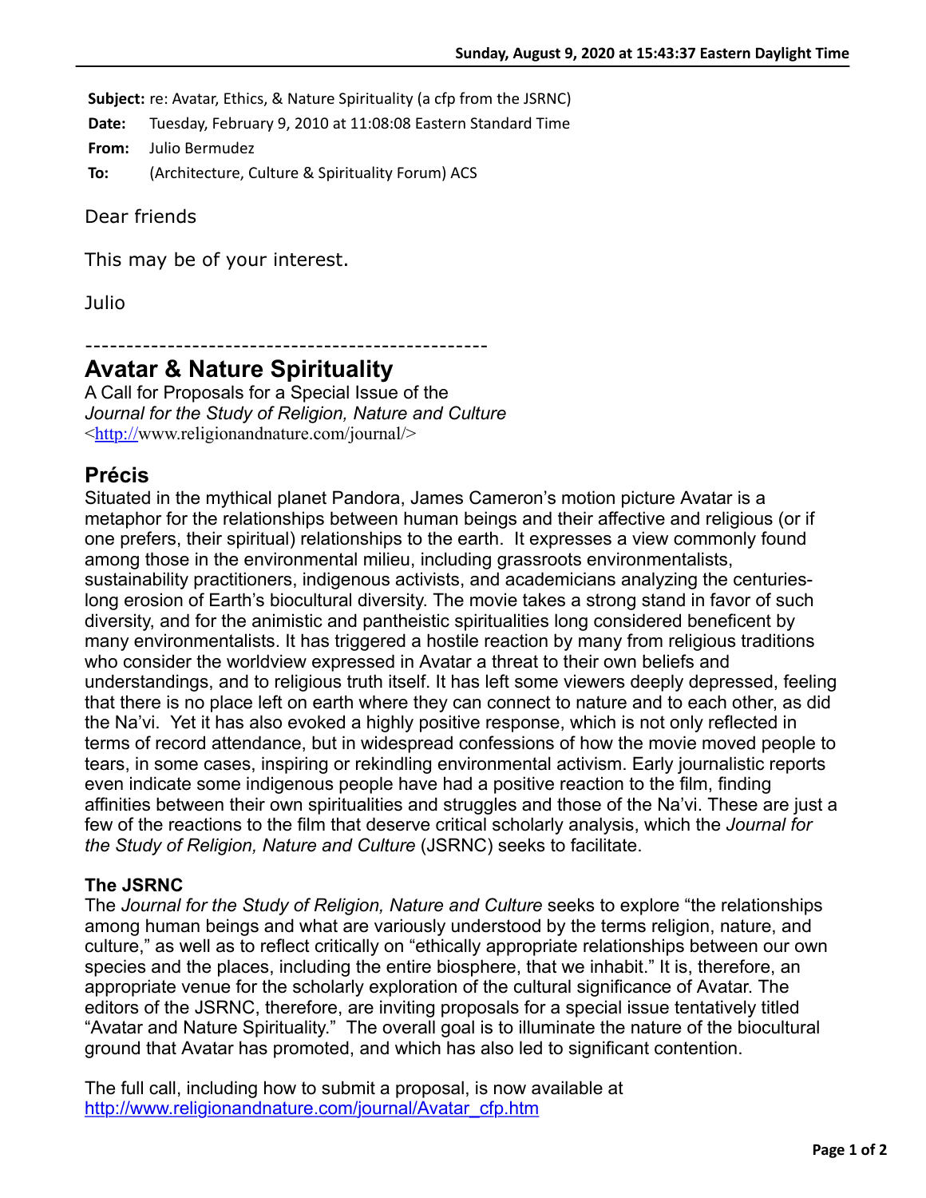**Subject:** re: Avatar, Ethics, & Nature Spirituality (a cfp from the JSRNC)

**Date:** Tuesday, February 9, 2010 at 11:08:08 Eastern Standard Time

**From:** Julio Bermudez

**To:** (Architecture, Culture & Spirituality Forum) ACS

Dear friends

This may be of your interest.

Julio

-------------------------------------------------

## Avatar & Nature Spirituality

A Call for Proposals for a Special Issue of the
*Journal for the Study of Religion, Nature and Culture*
<http://www.religionandnature.com/journal/>

## Précis

Situated in the mythical planet Pandora, James Cameron's motion picture Avatar is a metaphor for the relationships between human beings and their affective and religious (or if one prefers, their spiritual) relationships to the earth. It expresses a view commonly found among those in the environmental milieu, including grassroots environmentalists, sustainability practitioners, indigenous activists, and academicians analyzing the centuries-long erosion of Earth's biocultural diversity. The movie takes a strong stand in favor of such diversity, and for the animistic and pantheistic spiritualities long considered beneficent by many environmentalists. It has triggered a hostile reaction by many from religious traditions who consider the worldview expressed in Avatar a threat to their own beliefs and understandings, and to religious truth itself. It has left some viewers deeply depressed, feeling that there is no place left on earth where they can connect to nature and to each other, as did the Na'vi. Yet it has also evoked a highly positive response, which is not only reflected in terms of record attendance, but in widespread confessions of how the movie moved people to tears, in some cases, inspiring or rekindling environmental activism. Early journalistic reports even indicate some indigenous people have had a positive reaction to the film, finding affinities between their own spiritualities and struggles and those of the Na'vi. These are just a few of the reactions to the film that deserve critical scholarly analysis, which the *Journal for the Study of Religion, Nature and Culture* (JSRNC) seeks to facilitate.

### The JSRNC

The *Journal for the Study of Religion, Nature and Culture* seeks to explore "the relationships among human beings and what are variously understood by the terms religion, nature, and culture," as well as to reflect critically on "ethically appropriate relationships between our own species and the places, including the entire biosphere, that we inhabit." It is, therefore, an appropriate venue for the scholarly exploration of the cultural significance of Avatar. The editors of the JSRNC, therefore, are inviting proposals for a special issue tentatively titled "Avatar and Nature Spirituality." The overall goal is to illuminate the nature of the biocultural ground that Avatar has promoted, and which has also led to significant contention.

The full call, including how to submit a proposal, is now available at
http://www.religionandnature.com/journal/Avatar_cfp.htm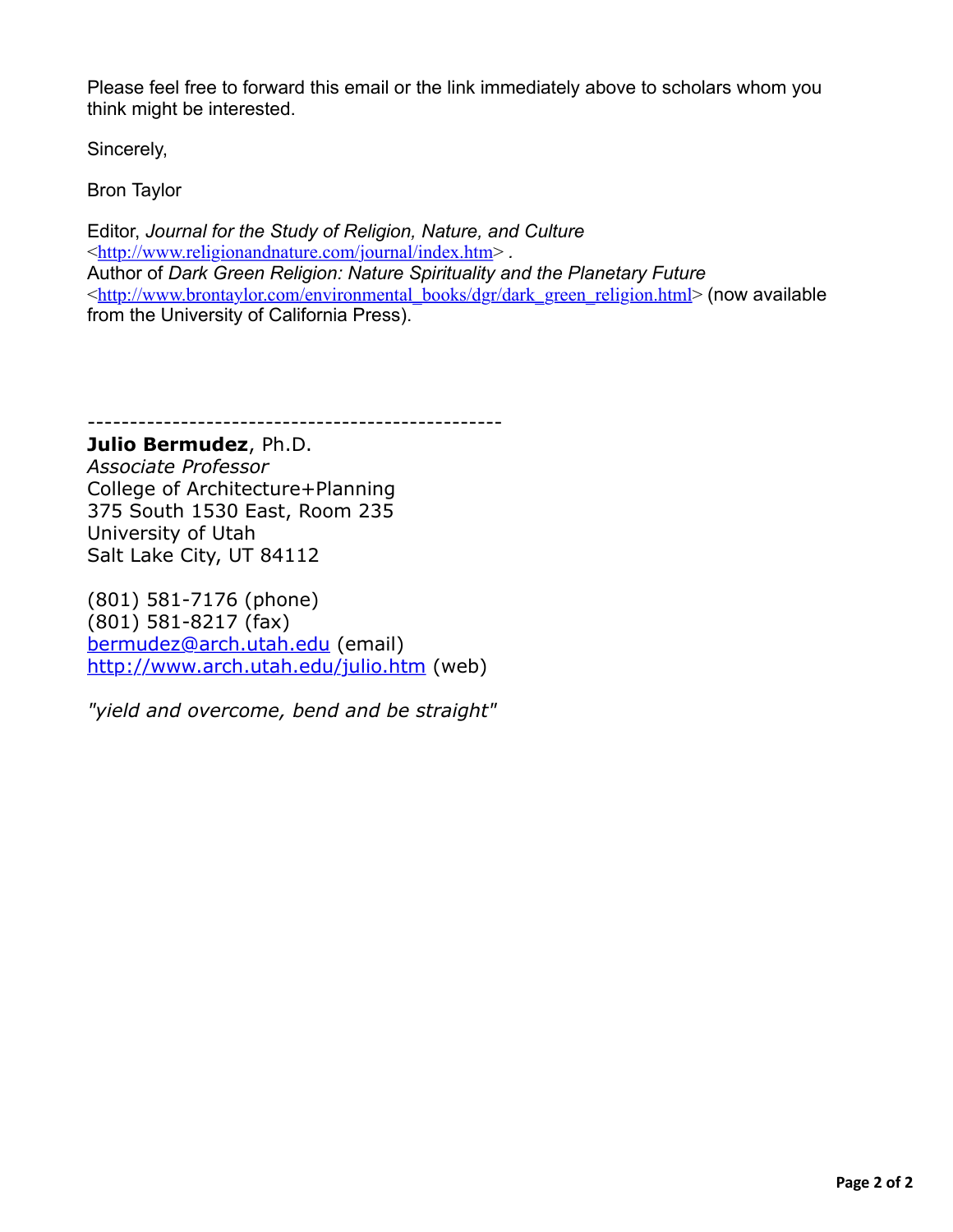Please feel free to forward this email or the link immediately above to scholars whom you think might be interested.

Sincerely,

Bron Taylor

Editor, *Journal for the Study of Religion, Nature, and Culture* <http://www.religionandnature.com/journal/index.htm> .
Author of *Dark Green Religion: Nature Spirituality and the Planetary Future* <http://www.brontaylor.com/environmental_books/dgr/dark_green_religion.html> (now available from the University of California Press).

-------------------------------------------------

**Julio Bermudez**, Ph.D.
*Associate Professor*
College of Architecture+Planning
375 South 1530 East, Room 235
University of Utah
Salt Lake City, UT 84112

(801) 581-7176 (phone)
(801) 581-8217 (fax)
bermudez@arch.utah.edu (email)
http://www.arch.utah.edu/julio.htm (web)

*"yield and overcome, bend and be straight"*